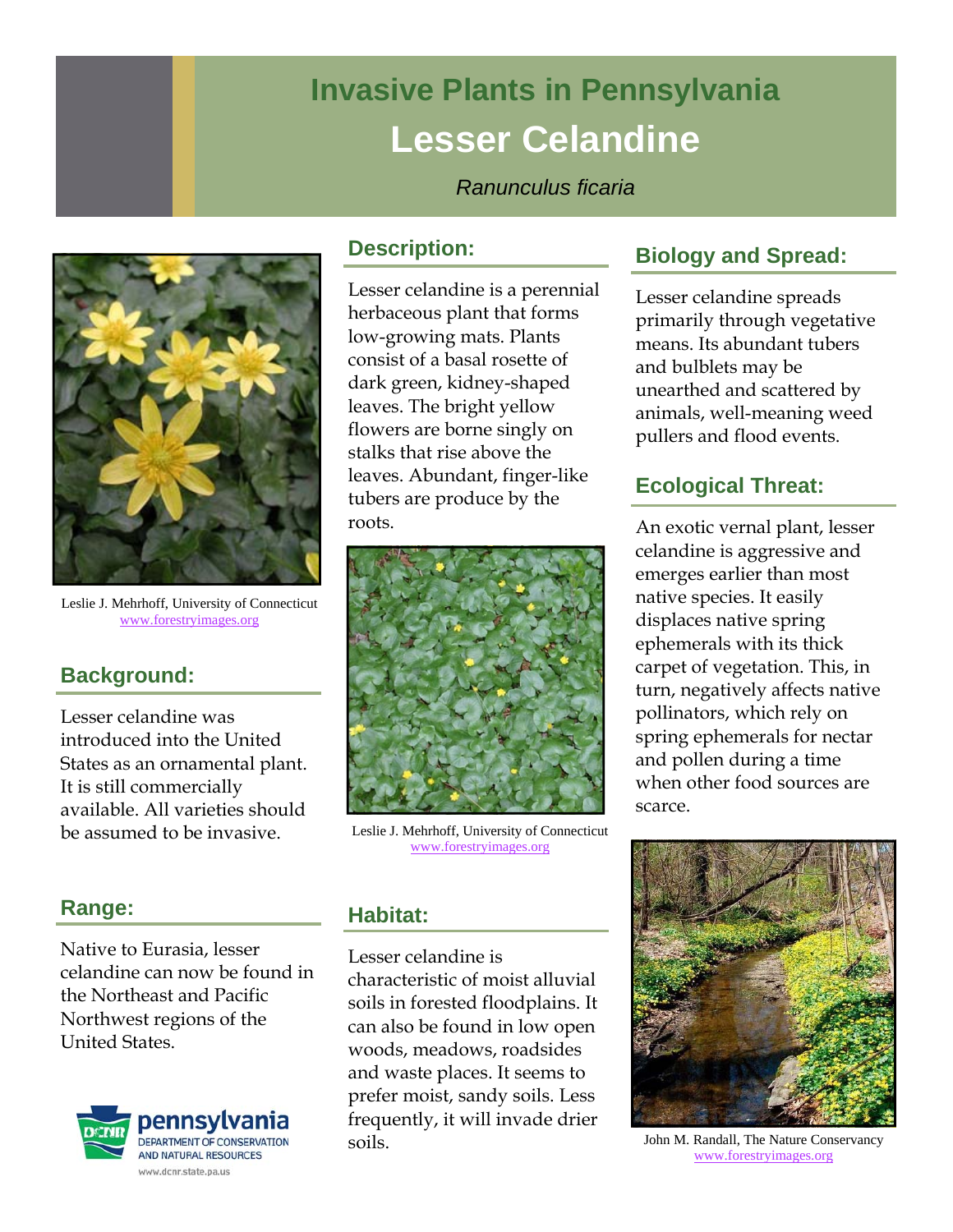# Invasive Plants in Pennsylvania

## Lesser Celandine

*Ranunculus ficaria*

Leslie J. Mehrhoff, University of Connecticut
www.forestryimages.org

## Background:

Lesser celandine was introduced into the United States as an ornamental plant. It is still commercially available. All varieties should be assumed to be invasive.

## Range:

Native to Eurasia, lesser celandine can now be found in the Northeast and Pacific Northwest regions of the United States.

## Description:

Lesser celandine is a perennial herbaceous plant that forms low-growing mats. Plants consist of a basal rosette of dark green, kidney-shaped leaves. The bright yellow flowers are borne singly on stalks that rise above the leaves. Abundant, finger-like tubers are produce by the roots.

Leslie J. Mehrhoff, University of Connecticut
www.forestryimages.org

## Habitat:

Lesser celandine is characteristic of moist alluvial soils in forested floodplains. It can also be found in low open woods, meadows, roadsides and waste places. It seems to prefer moist, sandy soils. Less frequently, it will invade drier soils.

## Biology and Spread:

Lesser celandine spreads primarily through vegetative means. Its abundant tubers and bulblets may be unearthed and scattered by animals, well-meaning weed pullers and flood events.

## Ecological Threat:

An exotic vernal plant, lesser celandine is aggressive and emerges earlier than most native species. It easily displaces native spring ephemerals with its thick carpet of vegetation. This, in turn, negatively affects native pollinators, which rely on spring ephemerals for nectar and pollen during a time when other food sources are scarce.

John M. Randall, The Nature Conservancy
www.forestryimages.org

pennsylvania
DEPARTMENT OF CONSERVATION AND NATURAL RESOURCES
www.dcnr.state.pa.us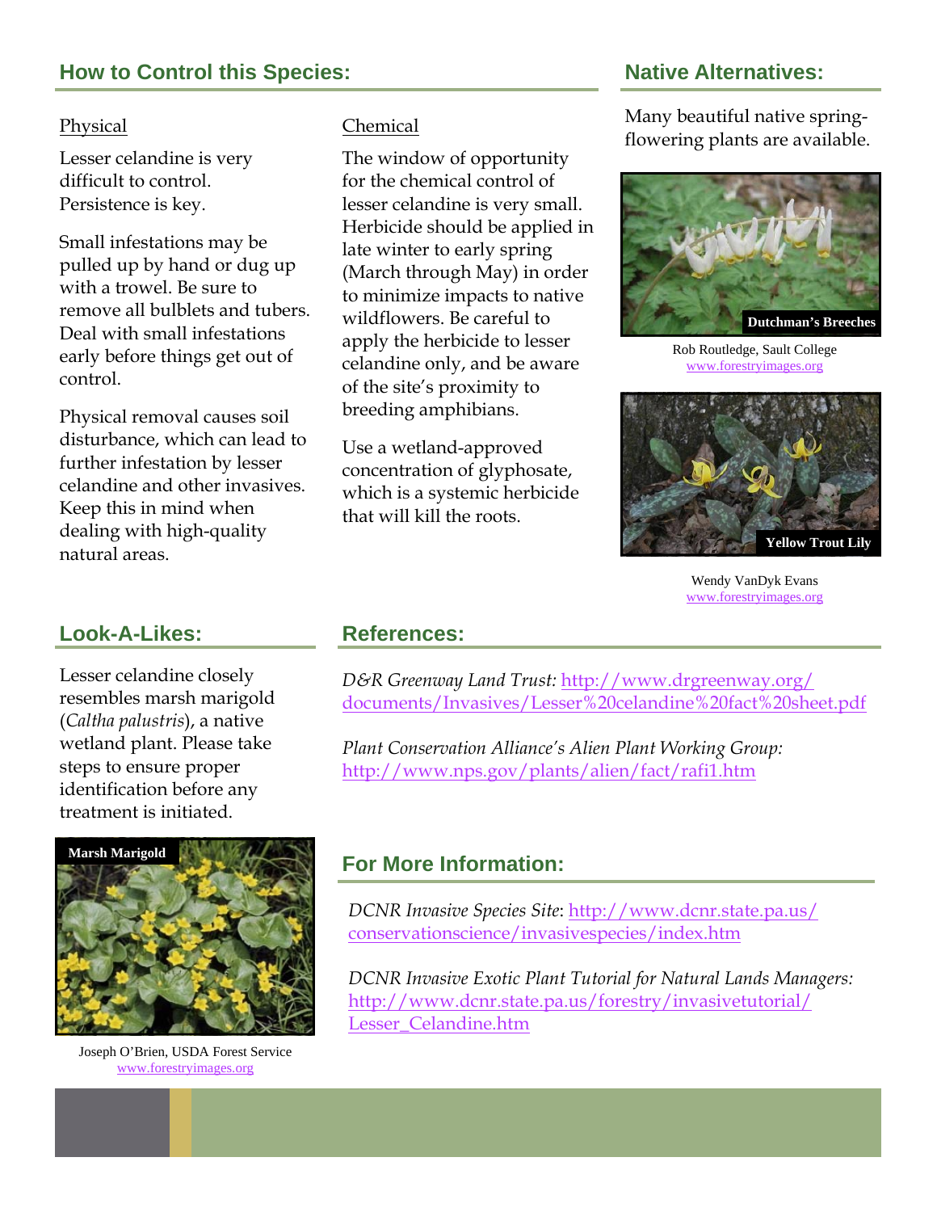## How to Control this Species:

### Physical

Lesser celandine is very difficult to control. Persistence is key.

Small infestations may be pulled up by hand or dug up with a trowel. Be sure to remove all bulblets and tubers. Deal with small infestations early before things get out of control.

Physical removal causes soil disturbance, which can lead to further infestation by lesser celandine and other invasives. Keep this in mind when dealing with high-quality natural areas.

### Chemical

The window of opportunity for the chemical control of lesser celandine is very small. Herbicide should be applied in late winter to early spring (March through May) in order to minimize impacts to native wildflowers. Be careful to apply the herbicide to lesser celandine only, and be aware of the site's proximity to breeding amphibians.

Use a wetland-approved concentration of glyphosate, which is a systemic herbicide that will kill the roots.

## Native Alternatives:

Many beautiful native spring-flowering plants are available.

Dutchman's Breeches

Rob Routledge, Sault College
www.forestryimages.org

Yellow Trout Lily

Wendy VanDyk Evans
www.forestryimages.org

## Look-A-Likes:

Lesser celandine closely resembles marsh marigold (*Caltha palustris*), a native wetland plant. Please take steps to ensure proper identification before any treatment is initiated.

Marsh Marigold

Joseph O'Brien, USDA Forest Service
www.forestryimages.org

## References:

*D&R Greenway Land Trust:* http://www.drgreenway.org/documents/Invasives/Lesser%20celandine%20fact%20sheet.pdf

*Plant Conservation Alliance's Alien Plant Working Group:* http://www.nps.gov/plants/alien/fact/rafi1.htm

## For More Information:

*DCNR Invasive Species Site*: http://www.dcnr.state.pa.us/conservationscience/invasivespecies/index.htm

*DCNR Invasive Exotic Plant Tutorial for Natural Lands Managers:* http://www.dcnr.state.pa.us/forestry/invasivetutorial/Lesser_Celandine.htm